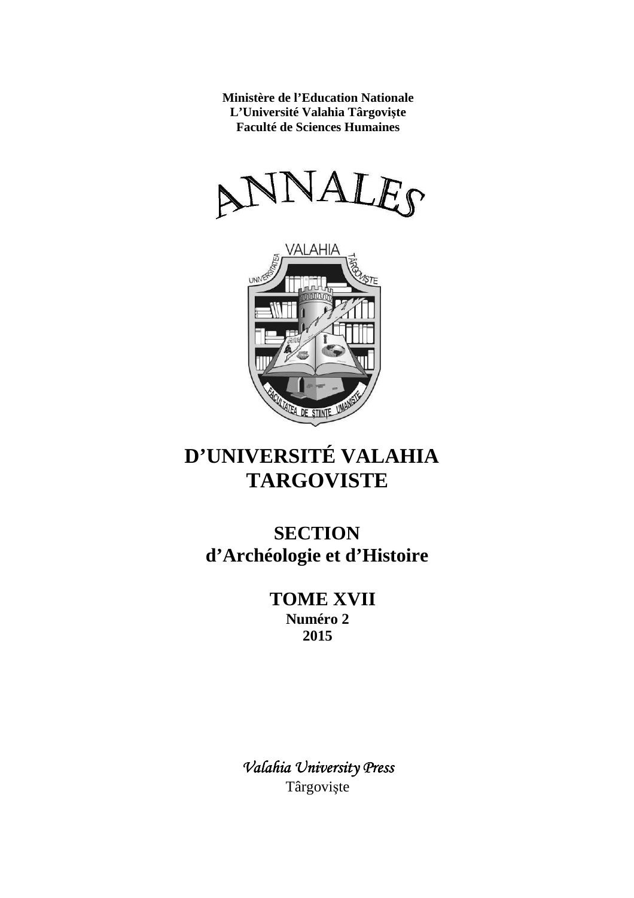**Ministère de l'Education Nationale**
**L'Université Valahia Târgovişte**
**Faculté de Sciences Humaines**

# ANNALES

# D'UNIVERSITÉ VALAHIA TARGOVISTE

## SECTION d'Archéologie et d'Histoire

## TOME XVII

**Numéro 2**

**2015**

*Valahia University Press*

Târgovişte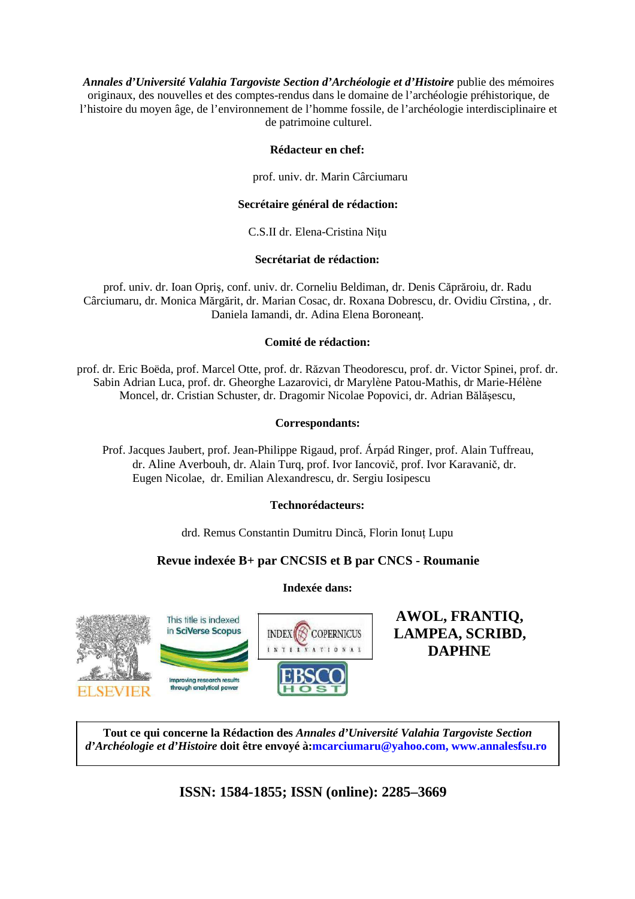***Annales d'Université Valahia Targoviste Section d'Archéologie et d'Histoire*** publie des mémoires originaux, des nouvelles et des comptes-rendus dans le domaine de l'archéologie préhistorique, de l'histoire du moyen âge, de l'environnement de l'homme fossile, de l'archéologie interdisciplinaire et de patrimoine culturel.

**Rédacteur en chef:**

prof. univ. dr. Marin Cârciumaru

**Secrétaire général de rédaction:**

C.S.II dr. Elena-Cristina Nițu

**Secrétariat de rédaction:**

prof. univ. dr. Ioan Opriş, conf. univ. dr. Corneliu Beldiman, dr. Denis Căprăroiu, dr. Radu Cârciumaru, dr. Monica Mărgărit, dr. Marian Cosac, dr. Roxana Dobrescu, dr. Ovidiu Cîrstina, , dr. Daniela Iamandi, dr. Adina Elena Boroneanț.

**Comité de rédaction:**

prof. dr. Eric Boëda, prof. Marcel Otte, prof. dr. Răzvan Theodorescu, prof. dr. Victor Spinei, prof. dr. Sabin Adrian Luca, prof. dr. Gheorghe Lazarovici, dr Marylène Patou-Mathis, dr Marie-Hélène Moncel, dr. Cristian Schuster, dr. Dragomir Nicolae Popovici, dr. Adrian Bălăşescu,

**Correspondants:**

Prof. Jacques Jaubert, prof. Jean-Philippe Rigaud, prof. Árpád Ringer, prof. Alain Tuffreau, dr. Aline Averbouh, dr. Alain Turq, prof. Ivor Iancovič, prof. Ivor Karavanič, dr. Eugen Nicolae, dr. Emilian Alexandrescu, dr. Sergiu Iosipescu

**Technorédacteurs:**

drd. Remus Constantin Dumitru Dincă, Florin Ionuț Lupu

**Revue indexée B+ par CNCSIS et B par CNCS - Roumanie**

**Indexée dans:**

ELSEVIER — This title is indexed in SciVerse Scopus — Improving research results through analytical power — INDEX COPERNICUS INTERNATIONAL — EBSCO HOST

**AWOL, FRANTIQ, LAMPEA, SCRIBD, DAPHNE**

**Tout ce qui concerne la Rédaction des *Annales d'Université Valahia Targoviste Section d'Archéologie et d'Histoire* doit être envoyé à:mcarciumaru@yahoo.com, www.annalesfsu.ro**

**ISSN: 1584-1855; ISSN (online): 2285–3669**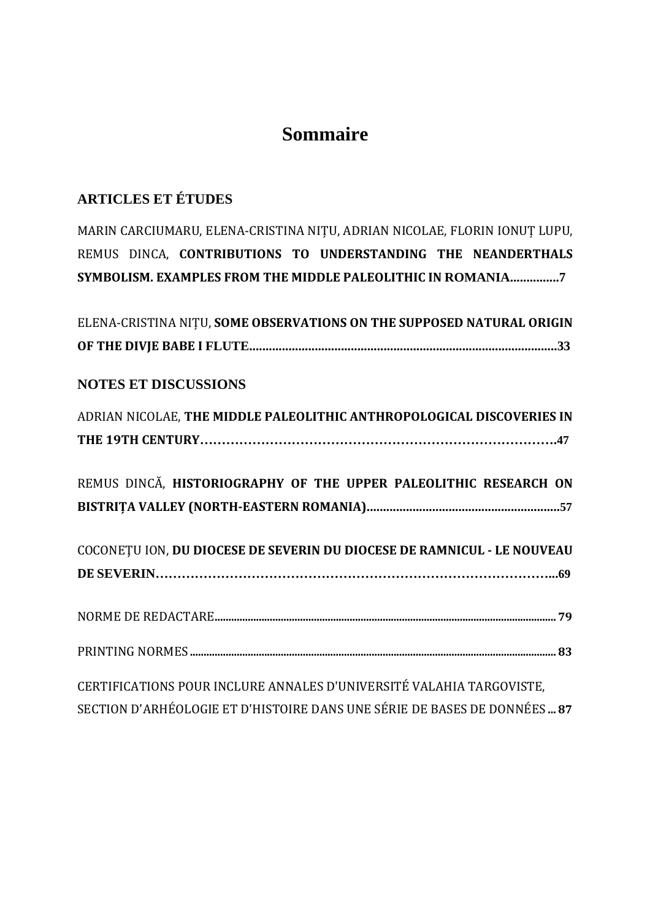# Sommaire

## ARTICLES ET ÉTUDES

MARIN CARCIUMARU, ELENA-CRISTINA NIȚU, ADRIAN NICOLAE, FLORIN IONUȚ LUPU, REMUS DINCA, **CONTRIBUTIONS TO UNDERSTANDING THE NEANDERTHALS SYMBOLISM. EXAMPLES FROM THE MIDDLE PALEOLITHIC IN ROMANIA...............7**

ELENA-CRISTINA NIȚU, **SOME OBSERVATIONS ON THE SUPPOSED NATURAL ORIGIN OF THE DIVJE BABE I FLUTE...............................................................................................33**

## NOTES ET DISCUSSIONS

ADRIAN NICOLAE, **THE MIDDLE PALEOLITHIC ANTHROPOLOGICAL DISCOVERIES IN THE 19TH CENTURY………………………………………………………………………….47**

REMUS DINCĂ, **HISTORIOGRAPHY OF THE UPPER PALEOLITHIC RESEARCH ON BISTRIȚA VALLEY (NORTH-EASTERN ROMANIA)...........................................................57**

COCONEȚU ION, **DU DIOCESE DE SEVERIN DU DIOCESE DE RAMNICUL - LE NOUVEAU DE SEVERIN……………………………………………………………………………...69**

NORME DE REDACTARE.......................................................................................................................... **79**

PRINTING NORMES.................................................................................................................................. **83**

CERTIFICATIONS POUR INCLURE ANNALES D'UNIVERSITÉ VALAHIA TARGOVISTE, SECTION D'ARHÉOLOGIE ET D'HISTOIRE DANS UNE SÉRIE DE BASES DE DONNÉES ... **87**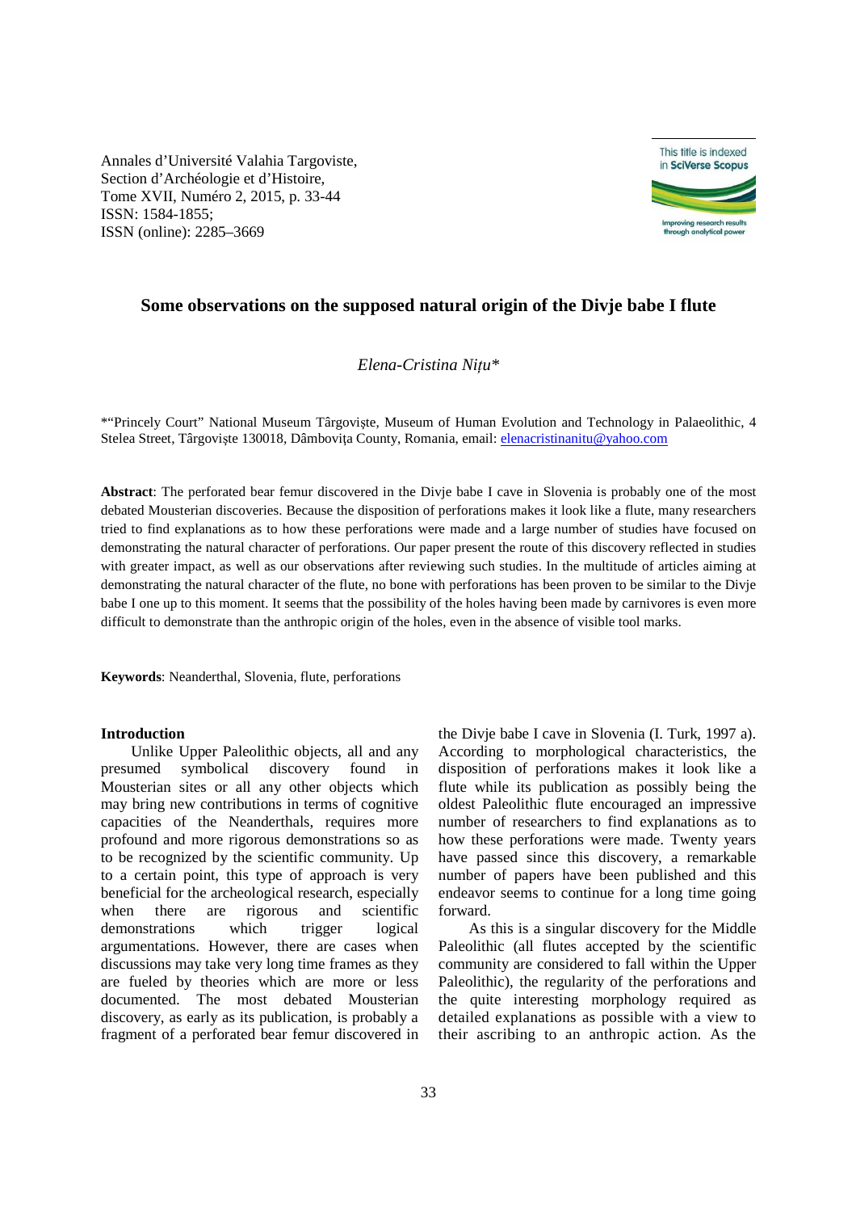Annales d'Université Valahia Targoviste, Section d'Archéologie et d'Histoire, Tome XVII, Numéro 2, 2015, p. 33-44
ISSN: 1584-1855;
ISSN (online): 2285–3669

# Some observations on the supposed natural origin of the Divje babe I flute

*Elena-Cristina Nițu**

*"Princely Court" National Museum Târgoviște, Museum of Human Evolution and Technology in Palaeolithic, 4 Stelea Street, Târgoviște 130018, Dâmbovița County, Romania, email: elenacristinanitu@yahoo.com

**Abstract**: The perforated bear femur discovered in the Divje babe I cave in Slovenia is probably one of the most debated Mousterian discoveries. Because the disposition of perforations makes it look like a flute, many researchers tried to find explanations as to how these perforations were made and a large number of studies have focused on demonstrating the natural character of perforations. Our paper present the route of this discovery reflected in studies with greater impact, as well as our observations after reviewing such studies. In the multitude of articles aiming at demonstrating the natural character of the flute, no bone with perforations has been proven to be similar to the Divje babe I one up to this moment. It seems that the possibility of the holes having been made by carnivores is even more difficult to demonstrate than the anthropic origin of the holes, even in the absence of visible tool marks.

**Keywords**: Neanderthal, Slovenia, flute, perforations

## Introduction

Unlike Upper Paleolithic objects, all and any presumed symbolical discovery found in Mousterian sites or all any other objects which may bring new contributions in terms of cognitive capacities of the Neanderthals, requires more profound and more rigorous demonstrations so as to be recognized by the scientific community. Up to a certain point, this type of approach is very beneficial for the archeological research, especially when there are rigorous and scientific demonstrations which trigger logical argumentations. However, there are cases when discussions may take very long time frames as they are fueled by theories which are more or less documented. The most debated Mousterian discovery, as early as its publication, is probably a fragment of a perforated bear femur discovered in the Divje babe I cave in Slovenia (I. Turk, 1997 a). According to morphological characteristics, the disposition of perforations makes it look like a flute while its publication as possibly being the oldest Paleolithic flute encouraged an impressive number of researchers to find explanations as to how these perforations were made. Twenty years have passed since this discovery, a remarkable number of papers have been published and this endeavor seems to continue for a long time going forward.

As this is a singular discovery for the Middle Paleolithic (all flutes accepted by the scientific community are considered to fall within the Upper Paleolithic), the regularity of the perforations and the quite interesting morphology required as detailed explanations as possible with a view to their ascribing to an anthropic action. As the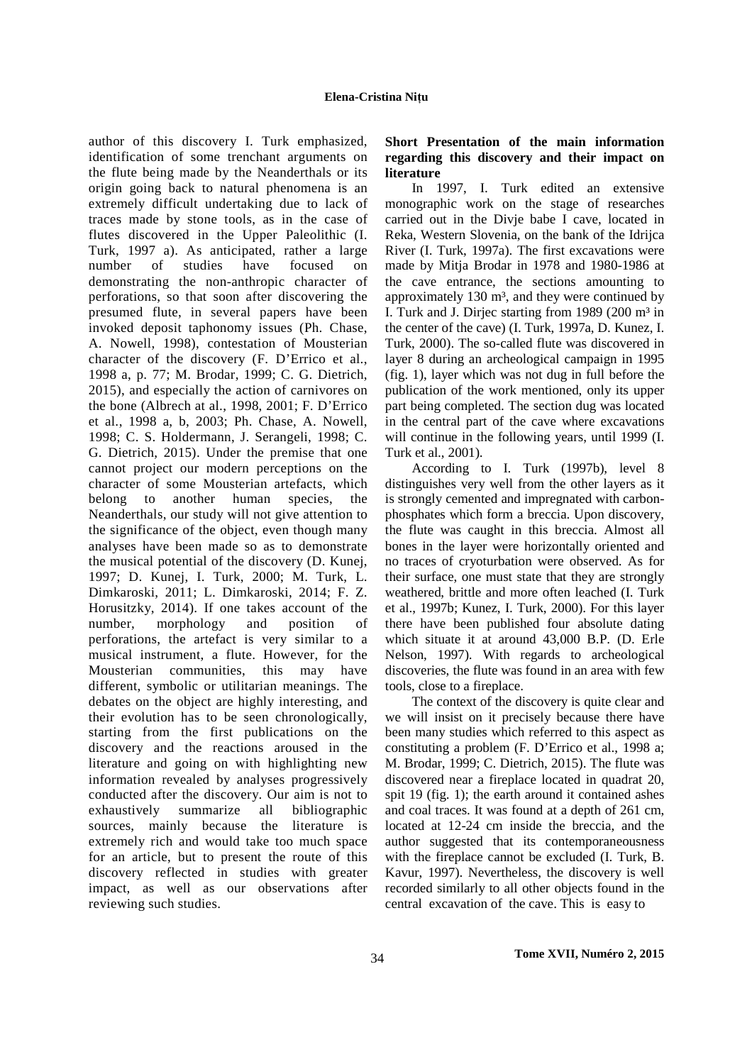author of this discovery I. Turk emphasized, identification of some trenchant arguments on the flute being made by the Neanderthals or its origin going back to natural phenomena is an extremely difficult undertaking due to lack of traces made by stone tools, as in the case of flutes discovered in the Upper Paleolithic (I. Turk, 1997 a). As anticipated, rather a large number of studies have focused on demonstrating the non-anthropic character of perforations, so that soon after discovering the presumed flute, in several papers have been invoked deposit taphonomy issues (Ph. Chase, A. Nowell, 1998), contestation of Mousterian character of the discovery (F. D'Errico et al., 1998 a, p. 77; M. Brodar, 1999; C. G. Dietrich, 2015), and especially the action of carnivores on the bone (Albrech at al., 1998, 2001; F. D'Errico et al., 1998 a, b, 2003; Ph. Chase, A. Nowell, 1998; C. S. Holdermann, J. Serangeli, 1998; C. G. Dietrich, 2015). Under the premise that one cannot project our modern perceptions on the character of some Mousterian artefacts, which belong to another human species, the Neanderthals, our study will not give attention to the significance of the object, even though many analyses have been made so as to demonstrate the musical potential of the discovery (D. Kunej, 1997; D. Kunej, I. Turk, 2000; M. Turk, L. Dimkaroski, 2011; L. Dimkaroski, 2014; F. Z. Horusitzky, 2014). If one takes account of the number, morphology and position of perforations, the artefact is very similar to a musical instrument, a flute. However, for the Mousterian communities, this may have different, symbolic or utilitarian meanings. The debates on the object are highly interesting, and their evolution has to be seen chronologically, starting from the first publications on the discovery and the reactions aroused in the literature and going on with highlighting new information revealed by analyses progressively conducted after the discovery. Our aim is not to exhaustively summarize all bibliographic sources, mainly because the literature is extremely rich and would take too much space for an article, but to present the route of this discovery reflected in studies with greater impact, as well as our observations after reviewing such studies.

## Short Presentation of the main information regarding this discovery and their impact on literature

In 1997, I. Turk edited an extensive monographic work on the stage of researches carried out in the Divje babe I cave, located in Reka, Western Slovenia, on the bank of the Idrijca River (I. Turk, 1997a). The first excavations were made by Mitja Brodar in 1978 and 1980-1986 at the cave entrance, the sections amounting to approximately 130 m³, and they were continued by I. Turk and J. Dirjec starting from 1989 (200 m³ in the center of the cave) (I. Turk, 1997a, D. Kunez, I. Turk, 2000). The so-called flute was discovered in layer 8 during an archeological campaign in 1995 (fig. 1), layer which was not dug in full before the publication of the work mentioned, only its upper part being completed. The section dug was located in the central part of the cave where excavations will continue in the following years, until 1999 (I. Turk et al., 2001).

According to I. Turk (1997b), level 8 distinguishes very well from the other layers as it is strongly cemented and impregnated with carbon-phosphates which form a breccia. Upon discovery, the flute was caught in this breccia. Almost all bones in the layer were horizontally oriented and no traces of cryoturbation were observed. As for their surface, one must state that they are strongly weathered, brittle and more often leached (I. Turk et al., 1997b; Kunez, I. Turk, 2000). For this layer there have been published four absolute dating which situate it at around 43,000 B.P. (D. Erle Nelson, 1997). With regards to archeological discoveries, the flute was found in an area with few tools, close to a fireplace.

The context of the discovery is quite clear and we will insist on it precisely because there have been many studies which referred to this aspect as constituting a problem (F. D'Errico et al., 1998 a; M. Brodar, 1999; C. Dietrich, 2015). The flute was discovered near a fireplace located in quadrat 20, spit 19 (fig. 1); the earth around it contained ashes and coal traces. It was found at a depth of 261 cm, located at 12-24 cm inside the breccia, and the author suggested that its contemporaneousness with the fireplace cannot be excluded (I. Turk, B. Kavur, 1997). Nevertheless, the discovery is well recorded similarly to all other objects found in the central excavation of the cave. This is easy to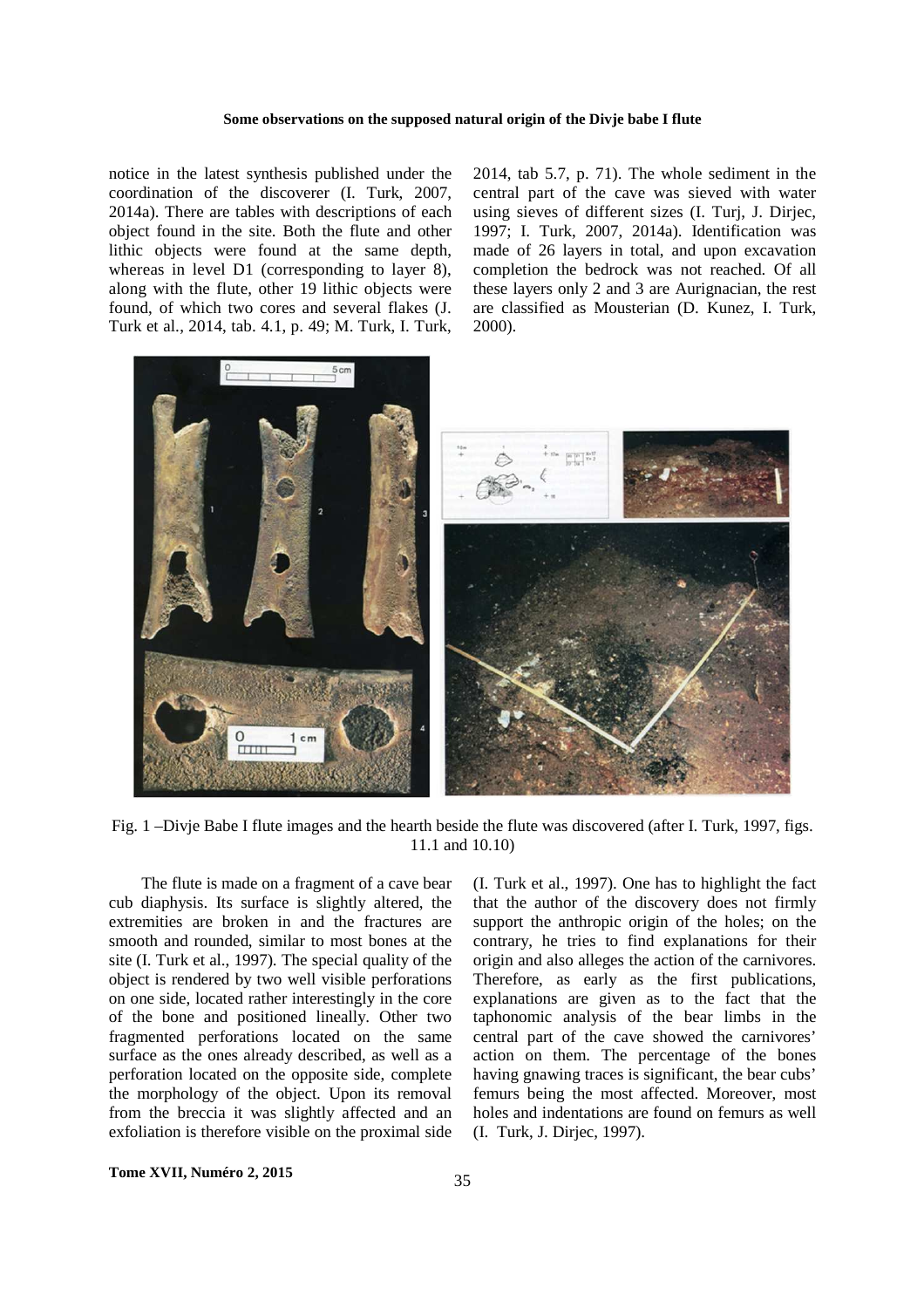notice in the latest synthesis published under the coordination of the discoverer (I. Turk, 2007, 2014a). There are tables with descriptions of each object found in the site. Both the flute and other lithic objects were found at the same depth, whereas in level D1 (corresponding to layer 8), along with the flute, other 19 lithic objects were found, of which two cores and several flakes (J. Turk et al., 2014, tab. 4.1, p. 49; M. Turk, I. Turk, 2014, tab 5.7, p. 71). The whole sediment in the central part of the cave was sieved with water using sieves of different sizes (I. Turj, J. Dirjec, 1997; I. Turk, 2007, 2014a). Identification was made of 26 layers in total, and upon excavation completion the bedrock was not reached. Of all these layers only 2 and 3 are Aurignacian, the rest are classified as Mousterian (D. Kunez, I. Turk, 2000).

Fig. 1 –Divje Babe I flute images and the hearth beside the flute was discovered (after I. Turk, 1997, figs. 11.1 and 10.10)

The flute is made on a fragment of a cave bear cub diaphysis. Its surface is slightly altered, the extremities are broken in and the fractures are smooth and rounded, similar to most bones at the site (I. Turk et al., 1997). The special quality of the object is rendered by two well visible perforations on one side, located rather interestingly in the core of the bone and positioned lineally. Other two fragmented perforations located on the same surface as the ones already described, as well as a perforation located on the opposite side, complete the morphology of the object. Upon its removal from the breccia it was slightly affected and an exfoliation is therefore visible on the proximal side (I. Turk et al., 1997). One has to highlight the fact that the author of the discovery does not firmly support the anthropic origin of the holes; on the contrary, he tries to find explanations for their origin and also alleges the action of the carnivores. Therefore, as early as the first publications, explanations are given as to the fact that the taphonomic analysis of the bear limbs in the central part of the cave showed the carnivores' action on them. The percentage of the bones having gnawing traces is significant, the bear cubs' femurs being the most affected. Moreover, most holes and indentations are found on femurs as well (I. Turk, J. Dirjec, 1997).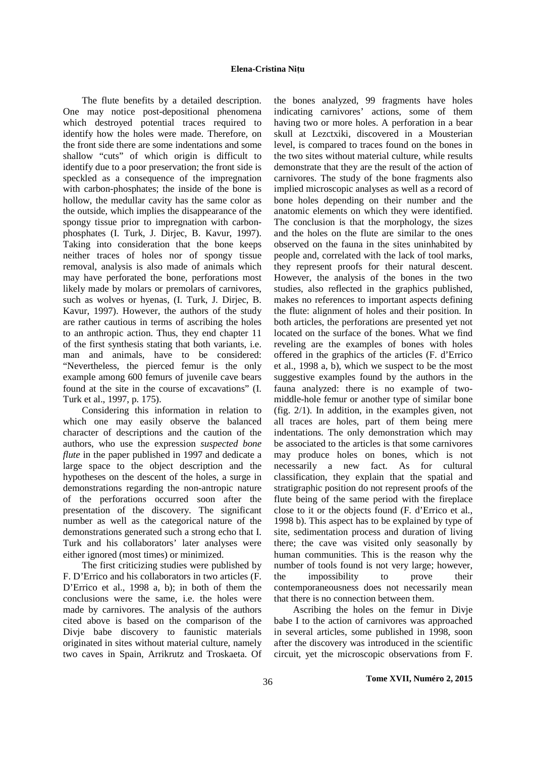The flute benefits by a detailed description. One may notice post-depositional phenomena which destroyed potential traces required to identify how the holes were made. Therefore, on the front side there are some indentations and some shallow "cuts" of which origin is difficult to identify due to a poor preservation; the front side is speckled as a consequence of the impregnation with carbon-phosphates; the inside of the bone is hollow, the medullar cavity has the same color as the outside, which implies the disappearance of the spongy tissue prior to impregnation with carbon-phosphates (I. Turk, J. Dirjec, B. Kavur, 1997). Taking into consideration that the bone keeps neither traces of holes nor of spongy tissue removal, analysis is also made of animals which may have perforated the bone, perforations most likely made by molars or premolars of carnivores, such as wolves or hyenas, (I. Turk, J. Dirjec, B. Kavur, 1997). However, the authors of the study are rather cautious in terms of ascribing the holes to an anthropic action. Thus, they end chapter 11 of the first synthesis stating that both variants, i.e. man and animals, have to be considered: "Nevertheless, the pierced femur is the only example among 600 femurs of juvenile cave bears found at the site in the course of excavations" (I. Turk et al., 1997, p. 175).

Considering this information in relation to which one may easily observe the balanced character of descriptions and the caution of the authors, who use the expression *suspected bone flute* in the paper published in 1997 and dedicate a large space to the object description and the hypotheses on the descent of the holes, a surge in demonstrations regarding the non-antropic nature of the perforations occurred soon after the presentation of the discovery. The significant number as well as the categorical nature of the demonstrations generated such a strong echo that I. Turk and his collaborators' later analyses were either ignored (most times) or minimized.

The first criticizing studies were published by F. D'Errico and his collaborators in two articles (F. D'Errico et al., 1998 a, b); in both of them the conclusions were the same, i.e. the holes were made by carnivores. The analysis of the authors cited above is based on the comparison of the Divje babe discovery to faunistic materials originated in sites without material culture, namely two caves in Spain, Arrikrutz and Troskaeta. Of the bones analyzed, 99 fragments have holes indicating carnivores' actions, some of them having two or more holes. A perforation in a bear skull at Lezctxiki, discovered in a Mousterian level, is compared to traces found on the bones in the two sites without material culture, while results demonstrate that they are the result of the action of carnivores. The study of the bone fragments also implied microscopic analyses as well as a record of bone holes depending on their number and the anatomic elements on which they were identified. The conclusion is that the morphology, the sizes and the holes on the flute are similar to the ones observed on the fauna in the sites uninhabited by people and, correlated with the lack of tool marks, they represent proofs for their natural descent. However, the analysis of the bones in the two studies, also reflected in the graphics published, makes no references to important aspects defining the flute: alignment of holes and their position. In both articles, the perforations are presented yet not located on the surface of the bones. What we find reveling are the examples of bones with holes offered in the graphics of the articles (F. d'Errico et al., 1998 a, b), which we suspect to be the most suggestive examples found by the authors in the fauna analyzed: there is no example of two-middle-hole femur or another type of similar bone (fig. 2/1). In addition, in the examples given, not all traces are holes, part of them being mere indentations. The only demonstration which may be associated to the articles is that some carnivores may produce holes on bones, which is not necessarily a new fact. As for cultural classification, they explain that the spatial and stratigraphic position do not represent proofs of the flute being of the same period with the fireplace close to it or the objects found (F. d'Errico et al., 1998 b). This aspect has to be explained by type of site, sedimentation process and duration of living there; the cave was visited only seasonally by human communities. This is the reason why the number of tools found is not very large; however, the impossibility to prove their contemporaneousness does not necessarily mean that there is no connection between them.

Ascribing the holes on the femur in Divje babe I to the action of carnivores was approached in several articles, some published in 1998, soon after the discovery was introduced in the scientific circuit, yet the microscopic observations from F.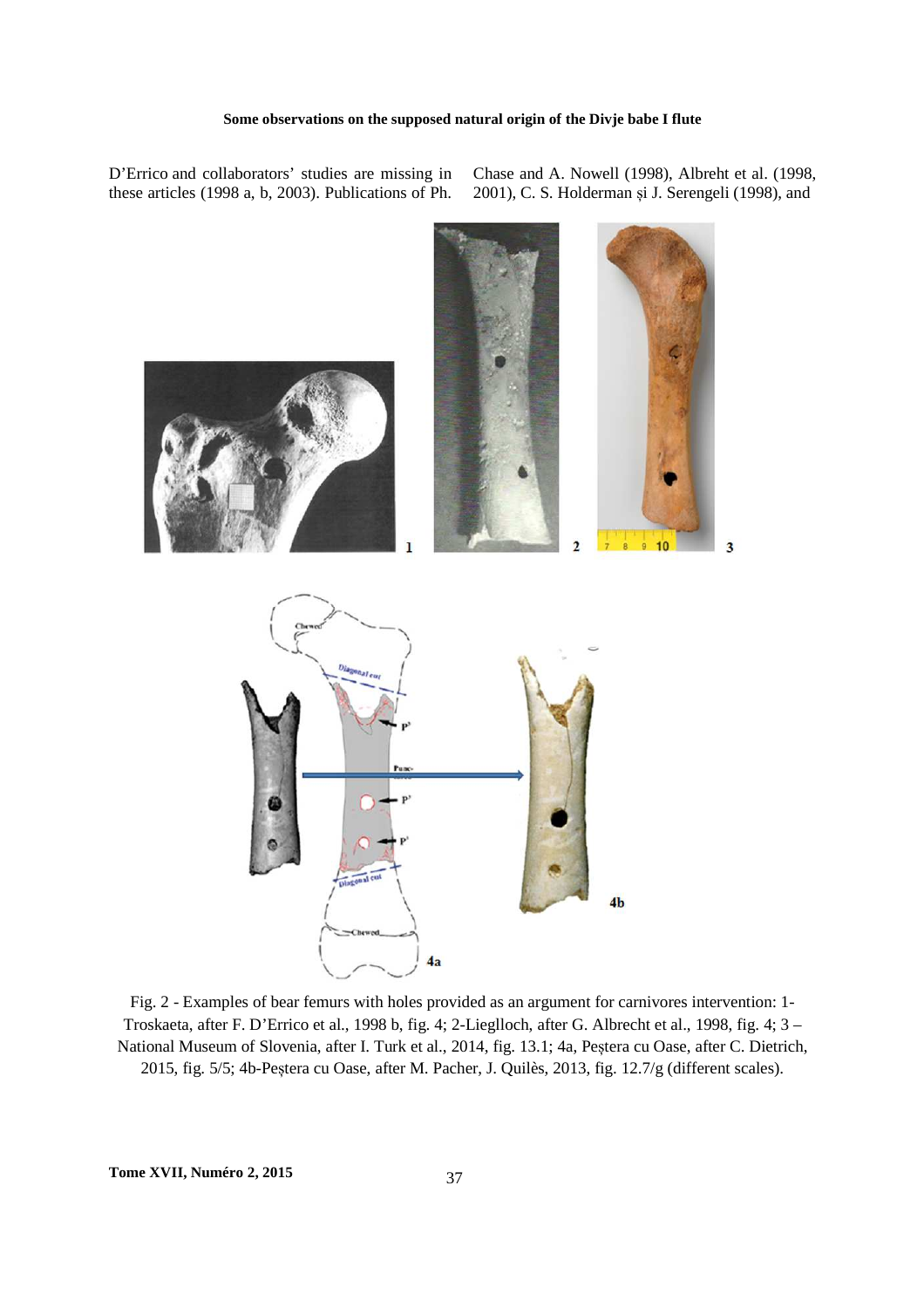D'Errico and collaborators' studies are missing in these articles (1998 a, b, 2003). Publications of Ph. Chase and A. Nowell (1998), Albreht et al. (1998, 2001), C. S. Holderman și J. Serengeli (1998), and

Fig. 2 - Examples of bear femurs with holes provided as an argument for carnivores intervention: 1- Troskaeta, after F. D'Errico et al., 1998 b, fig. 4; 2-Lieglloch, after G. Albrecht et al., 1998, fig. 4; 3 – National Museum of Slovenia, after I. Turk et al., 2014, fig. 13.1; 4a, Peștera cu Oase, after C. Dietrich, 2015, fig. 5/5; 4b-Peștera cu Oase, after M. Pacher, J. Quilès, 2013, fig. 12.7/g (different scales).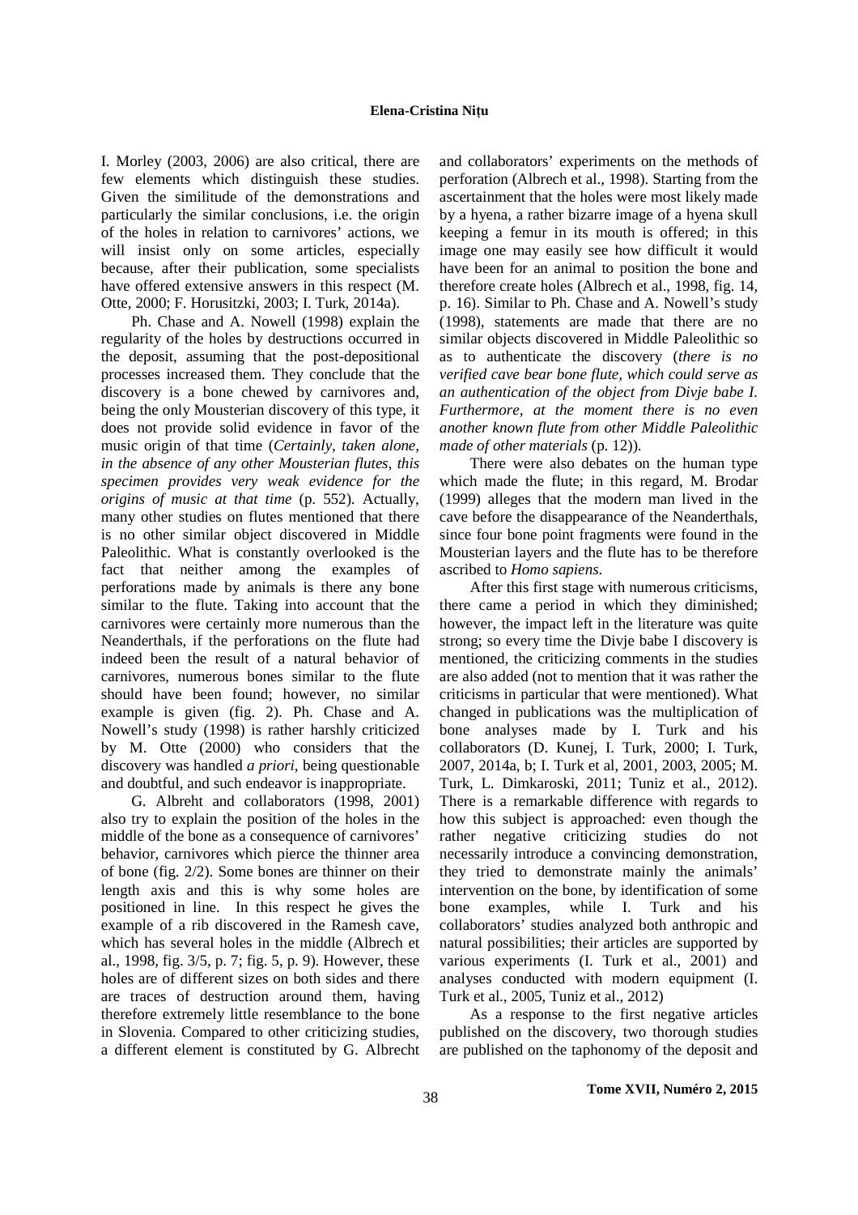I. Morley (2003, 2006) are also critical, there are few elements which distinguish these studies. Given the similitude of the demonstrations and particularly the similar conclusions, i.e. the origin of the holes in relation to carnivores' actions, we will insist only on some articles, especially because, after their publication, some specialists have offered extensive answers in this respect (M. Otte, 2000; F. Horusitzki, 2003; I. Turk, 2014a).

Ph. Chase and A. Nowell (1998) explain the regularity of the holes by destructions occurred in the deposit, assuming that the post-depositional processes increased them. They conclude that the discovery is a bone chewed by carnivores and, being the only Mousterian discovery of this type, it does not provide solid evidence in favor of the music origin of that time (*Certainly, taken alone, in the absence of any other Mousterian flutes, this specimen provides very weak evidence for the origins of music at that time* (p. 552). Actually, many other studies on flutes mentioned that there is no other similar object discovered in Middle Paleolithic. What is constantly overlooked is the fact that neither among the examples of perforations made by animals is there any bone similar to the flute. Taking into account that the carnivores were certainly more numerous than the Neanderthals, if the perforations on the flute had indeed been the result of a natural behavior of carnivores, numerous bones similar to the flute should have been found; however, no similar example is given (fig. 2). Ph. Chase and A. Nowell's study (1998) is rather harshly criticized by M. Otte (2000) who considers that the discovery was handled *a priori*, being questionable and doubtful, and such endeavor is inappropriate.

G. Albreht and collaborators (1998, 2001) also try to explain the position of the holes in the middle of the bone as a consequence of carnivores' behavior, carnivores which pierce the thinner area of bone (fig. 2/2). Some bones are thinner on their length axis and this is why some holes are positioned in line. In this respect he gives the example of a rib discovered in the Ramesh cave, which has several holes in the middle (Albrech et al., 1998, fig. 3/5, p. 7; fig. 5, p. 9). However, these holes are of different sizes on both sides and there are traces of destruction around them, having therefore extremely little resemblance to the bone in Slovenia. Compared to other criticizing studies, a different element is constituted by G. Albrecht and collaborators' experiments on the methods of perforation (Albrech et al., 1998). Starting from the ascertainment that the holes were most likely made by a hyena, a rather bizarre image of a hyena skull keeping a femur in its mouth is offered; in this image one may easily see how difficult it would have been for an animal to position the bone and therefore create holes (Albrech et al., 1998, fig. 14, p. 16). Similar to Ph. Chase and A. Nowell's study (1998), statements are made that there are no similar objects discovered in Middle Paleolithic so as to authenticate the discovery (*there is no verified cave bear bone flute, which could serve as an authentication of the object from Divje babe I. Furthermore, at the moment there is no even another known flute from other Middle Paleolithic made of other materials* (p. 12)).

There were also debates on the human type which made the flute; in this regard, M. Brodar (1999) alleges that the modern man lived in the cave before the disappearance of the Neanderthals, since four bone point fragments were found in the Mousterian layers and the flute has to be therefore ascribed to *Homo sapiens*.

After this first stage with numerous criticisms, there came a period in which they diminished; however, the impact left in the literature was quite strong; so every time the Divje babe I discovery is mentioned, the criticizing comments in the studies are also added (not to mention that it was rather the criticisms in particular that were mentioned). What changed in publications was the multiplication of bone analyses made by I. Turk and his collaborators (D. Kunej, I. Turk, 2000; I. Turk, 2007, 2014a, b; I. Turk et al, 2001, 2003, 2005; M. Turk, L. Dimkaroski, 2011; Tuniz et al., 2012). There is a remarkable difference with regards to how this subject is approached: even though the rather negative criticizing studies do not necessarily introduce a convincing demonstration, they tried to demonstrate mainly the animals' intervention on the bone, by identification of some bone examples, while I. Turk and his collaborators' studies analyzed both anthropic and natural possibilities; their articles are supported by various experiments (I. Turk et al., 2001) and analyses conducted with modern equipment (I. Turk et al., 2005, Tuniz et al., 2012)

As a response to the first negative articles published on the discovery, two thorough studies are published on the taphonomy of the deposit and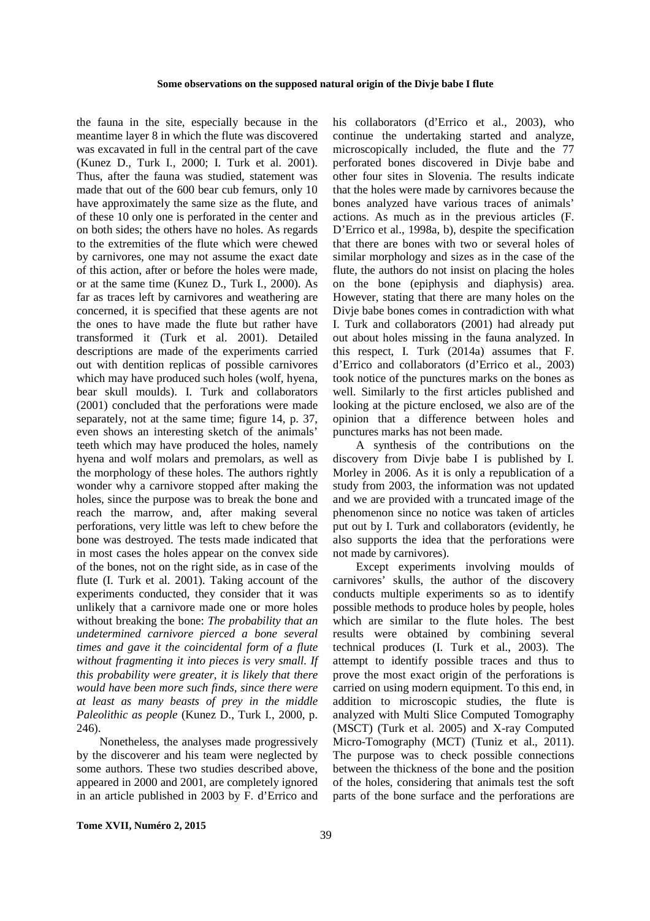the fauna in the site, especially because in the meantime layer 8 in which the flute was discovered was excavated in full in the central part of the cave (Kunez D., Turk I., 2000; I. Turk et al. 2001). Thus, after the fauna was studied, statement was made that out of the 600 bear cub femurs, only 10 have approximately the same size as the flute, and of these 10 only one is perforated in the center and on both sides; the others have no holes. As regards to the extremities of the flute which were chewed by carnivores, one may not assume the exact date of this action, after or before the holes were made, or at the same time (Kunez D., Turk I., 2000). As far as traces left by carnivores and weathering are concerned, it is specified that these agents are not the ones to have made the flute but rather have transformed it (Turk et al. 2001). Detailed descriptions are made of the experiments carried out with dentition replicas of possible carnivores which may have produced such holes (wolf, hyena, bear skull moulds). I. Turk and collaborators (2001) concluded that the perforations were made separately, not at the same time; figure 14, p. 37, even shows an interesting sketch of the animals' teeth which may have produced the holes, namely hyena and wolf molars and premolars, as well as the morphology of these holes. The authors rightly wonder why a carnivore stopped after making the holes, since the purpose was to break the bone and reach the marrow, and, after making several perforations, very little was left to chew before the bone was destroyed. The tests made indicated that in most cases the holes appear on the convex side of the bones, not on the right side, as in case of the flute (I. Turk et al. 2001). Taking account of the experiments conducted, they consider that it was unlikely that a carnivore made one or more holes without breaking the bone: *The probability that an undetermined carnivore pierced a bone several times and gave it the coincidental form of a flute without fragmenting it into pieces is very small. If this probability were greater, it is likely that there would have been more such finds, since there were at least as many beasts of prey in the middle Paleolithic as people* (Kunez D., Turk I., 2000, p. 246).

Nonetheless, the analyses made progressively by the discoverer and his team were neglected by some authors. These two studies described above, appeared in 2000 and 2001, are completely ignored in an article published in 2003 by F. d'Errico and his collaborators (d'Errico et al., 2003), who continue the undertaking started and analyze, microscopically included, the flute and the 77 perforated bones discovered in Divje babe and other four sites in Slovenia. The results indicate that the holes were made by carnivores because the bones analyzed have various traces of animals' actions. As much as in the previous articles (F. D'Errico et al., 1998a, b), despite the specification that there are bones with two or several holes of similar morphology and sizes as in the case of the flute, the authors do not insist on placing the holes on the bone (epiphysis and diaphysis) area. However, stating that there are many holes on the Divje babe bones comes in contradiction with what I. Turk and collaborators (2001) had already put out about holes missing in the fauna analyzed. In this respect, I. Turk (2014a) assumes that F. d'Errico and collaborators (d'Errico et al., 2003) took notice of the punctures marks on the bones as well. Similarly to the first articles published and looking at the picture enclosed, we also are of the opinion that a difference between holes and punctures marks has not been made.

A synthesis of the contributions on the discovery from Divje babe I is published by I. Morley in 2006. As it is only a republication of a study from 2003, the information was not updated and we are provided with a truncated image of the phenomenon since no notice was taken of articles put out by I. Turk and collaborators (evidently, he also supports the idea that the perforations were not made by carnivores).

Except experiments involving moulds of carnivores' skulls, the author of the discovery conducts multiple experiments so as to identify possible methods to produce holes by people, holes which are similar to the flute holes. The best results were obtained by combining several technical produces (I. Turk et al., 2003). The attempt to identify possible traces and thus to prove the most exact origin of the perforations is carried on using modern equipment. To this end, in addition to microscopic studies, the flute is analyzed with Multi Slice Computed Tomography (MSCT) (Turk et al. 2005) and X-ray Computed Micro-Tomography (MCT) (Tuniz et al., 2011). The purpose was to check possible connections between the thickness of the bone and the position of the holes, considering that animals test the soft parts of the bone surface and the perforations are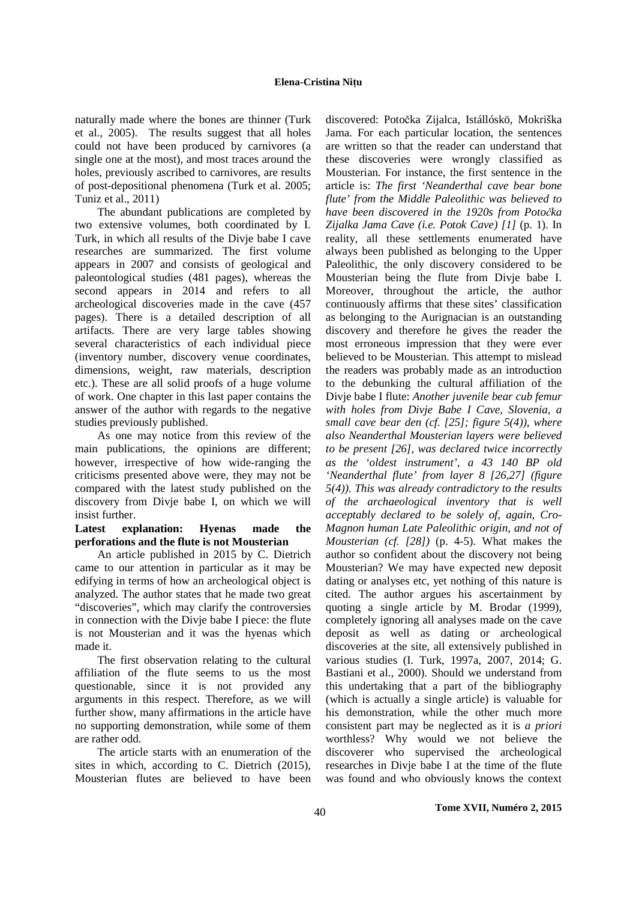naturally made where the bones are thinner (Turk et al., 2005). The results suggest that all holes could not have been produced by carnivores (a single one at the most), and most traces around the holes, previously ascribed to carnivores, are results of post-depositional phenomena (Turk et al. 2005; Tuniz et al., 2011)

The abundant publications are completed by two extensive volumes, both coordinated by I. Turk, in which all results of the Divje babe I cave researches are summarized. The first volume appears in 2007 and consists of geological and paleontological studies (481 pages), whereas the second appears in 2014 and refers to all archeological discoveries made in the cave (457 pages). There is a detailed description of all artifacts. There are very large tables showing several characteristics of each individual piece (inventory number, discovery venue coordinates, dimensions, weight, raw materials, description etc.). These are all solid proofs of a huge volume of work. One chapter in this last paper contains the answer of the author with regards to the negative studies previously published.

As one may notice from this review of the main publications, the opinions are different; however, irrespective of how wide-ranging the criticisms presented above were, they may not be compared with the latest study published on the discovery from Divje babe I, on which we will insist further.

**Latest explanation: Hyenas made the perforations and the flute is not Mousterian**

An article published in 2015 by C. Dietrich came to our attention in particular as it may be edifying in terms of how an archeological object is analyzed. The author states that he made two great "discoveries", which may clarify the controversies in connection with the Divje babe I piece: the flute is not Mousterian and it was the hyenas which made it.

The first observation relating to the cultural affiliation of the flute seems to us the most questionable, since it is not provided any arguments in this respect. Therefore, as we will further show, many affirmations in the article have no supporting demonstration, while some of them are rather odd.

The article starts with an enumeration of the sites in which, according to C. Dietrich (2015), Mousterian flutes are believed to have been discovered: Potočka Zijalca, Istállóskö, Mokriška Jama. For each particular location, the sentences are written so that the reader can understand that these discoveries were wrongly classified as Mousterian. For instance, the first sentence in the article is: *The first 'Neanderthal cave bear bone flute' from the Middle Paleolithic was believed to have been discovered in the 1920s from Potočka Zijalka Jama Cave (i.e. Potok Cave) [1]* (p. 1). In reality, all these settlements enumerated have always been published as belonging to the Upper Paleolithic, the only discovery considered to be Mousterian being the flute from Divje babe I. Moreover, throughout the article, the author continuously affirms that these sites' classification as belonging to the Aurignacian is an outstanding discovery and therefore he gives the reader the most erroneous impression that they were ever believed to be Mousterian. This attempt to mislead the readers was probably made as an introduction to the debunking the cultural affiliation of the Divje babe I flute: *Another juvenile bear cub femur with holes from Divje Babe I Cave, Slovenia, a small cave bear den (cf. [25]; figure 5(4)), where also Neanderthal Mousterian layers were believed to be present [26], was declared twice incorrectly as the 'oldest instrument', a 43 140 BP old 'Neanderthal flute' from layer 8 [26,27] (figure 5(4)). This was already contradictory to the results of the archaeological inventory that is well acceptably declared to be solely of, again, Cro-Magnon human Late Paleolithic origin, and not of Mousterian (cf. [28])* (p. 4-5). What makes the author so confident about the discovery not being Mousterian? We may have expected new deposit dating or analyses etc, yet nothing of this nature is cited. The author argues his ascertainment by quoting a single article by M. Brodar (1999), completely ignoring all analyses made on the cave deposit as well as dating or archeological discoveries at the site, all extensively published in various studies (I. Turk, 1997a, 2007, 2014; G. Bastiani et al., 2000). Should we understand from this undertaking that a part of the bibliography (which is actually a single article) is valuable for his demonstration, while the other much more consistent part may be neglected as it is *a priori* worthless? Why would we not believe the discoverer who supervised the archeological researches in Divje babe I at the time of the flute was found and who obviously knows the context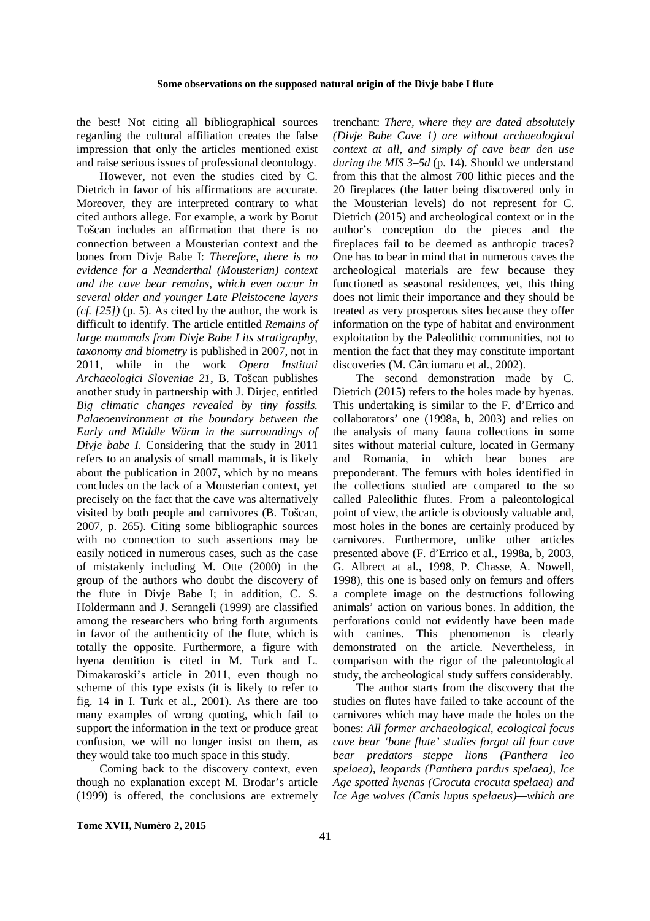the best! Not citing all bibliographical sources regarding the cultural affiliation creates the false impression that only the articles mentioned exist and raise serious issues of professional deontology.

However, not even the studies cited by C. Dietrich in favor of his affirmations are accurate. Moreover, they are interpreted contrary to what cited authors allege. For example, a work by Borut Tošcan includes an affirmation that there is no connection between a Mousterian context and the bones from Divje Babe I: *Therefore, there is no evidence for a Neanderthal (Mousterian) context and the cave bear remains, which even occur in several older and younger Late Pleistocene layers (cf. [25])* (p. 5). As cited by the author, the work is difficult to identify. The article entitled *Remains of large mammals from Divje Babe I its stratigraphy, taxonomy and biometry* is published in 2007, not in 2011, while in the work *Opera Instituti Archaeologici Sloveniae 21*, B. Tošcan publishes another study in partnership with J. Dirjec, entitled *Big climatic changes revealed by tiny fossils. Palaeoenvironment at the boundary between the Early and Middle Würm in the surroundings of Divje babe I*. Considering that the study in 2011 refers to an analysis of small mammals, it is likely about the publication in 2007, which by no means concludes on the lack of a Mousterian context, yet precisely on the fact that the cave was alternatively visited by both people and carnivores (B. Tošcan, 2007, p. 265). Citing some bibliographic sources with no connection to such assertions may be easily noticed in numerous cases, such as the case of mistakenly including M. Otte (2000) in the group of the authors who doubt the discovery of the flute in Divje Babe I; in addition, C. S. Holdermann and J. Serangeli (1999) are classified among the researchers who bring forth arguments in favor of the authenticity of the flute, which is totally the opposite. Furthermore, a figure with hyena dentition is cited in M. Turk and L. Dimakaroski's article in 2011, even though no scheme of this type exists (it is likely to refer to fig. 14 in I. Turk et al., 2001). As there are too many examples of wrong quoting, which fail to support the information in the text or produce great confusion, we will no longer insist on them, as they would take too much space in this study.

Coming back to the discovery context, even though no explanation except M. Brodar's article (1999) is offered, the conclusions are extremely trenchant: *There, where they are dated absolutely (Divje Babe Cave 1) are without archaeological context at all, and simply of cave bear den use during the MIS 3–5d* (p. 14). Should we understand from this that the almost 700 lithic pieces and the 20 fireplaces (the latter being discovered only in the Mousterian levels) do not represent for C. Dietrich (2015) and archeological context or in the author's conception do the pieces and the fireplaces fail to be deemed as anthropic traces? One has to bear in mind that in numerous caves the archeological materials are few because they functioned as seasonal residences, yet, this thing does not limit their importance and they should be treated as very prosperous sites because they offer information on the type of habitat and environment exploitation by the Paleolithic communities, not to mention the fact that they may constitute important discoveries (M. Cârciumaru et al., 2002).

The second demonstration made by C. Dietrich (2015) refers to the holes made by hyenas. This undertaking is similar to the F. d'Errico and collaborators' one (1998a, b, 2003) and relies on the analysis of many fauna collections in some sites without material culture, located in Germany and Romania, in which bear bones are preponderant. The femurs with holes identified in the collections studied are compared to the so called Paleolithic flutes. From a paleontological point of view, the article is obviously valuable and, most holes in the bones are certainly produced by carnivores. Furthermore, unlike other articles presented above (F. d'Errico et al., 1998a, b, 2003, G. Albrect at al., 1998, P. Chasse, A. Nowell, 1998), this one is based only on femurs and offers a complete image on the destructions following animals' action on various bones. In addition, the perforations could not evidently have been made with canines. This phenomenon is clearly demonstrated on the article. Nevertheless, in comparison with the rigor of the paleontological study, the archeological study suffers considerably.

The author starts from the discovery that the studies on flutes have failed to take account of the carnivores which may have made the holes on the bones: *All former archaeological, ecological focus cave bear 'bone flute' studies forgot all four cave bear predators—steppe lions (Panthera leo spelaea), leopards (Panthera pardus spelaea), Ice Age spotted hyenas (Crocuta crocuta spelaea) and Ice Age wolves (Canis lupus spelaeus)—which are*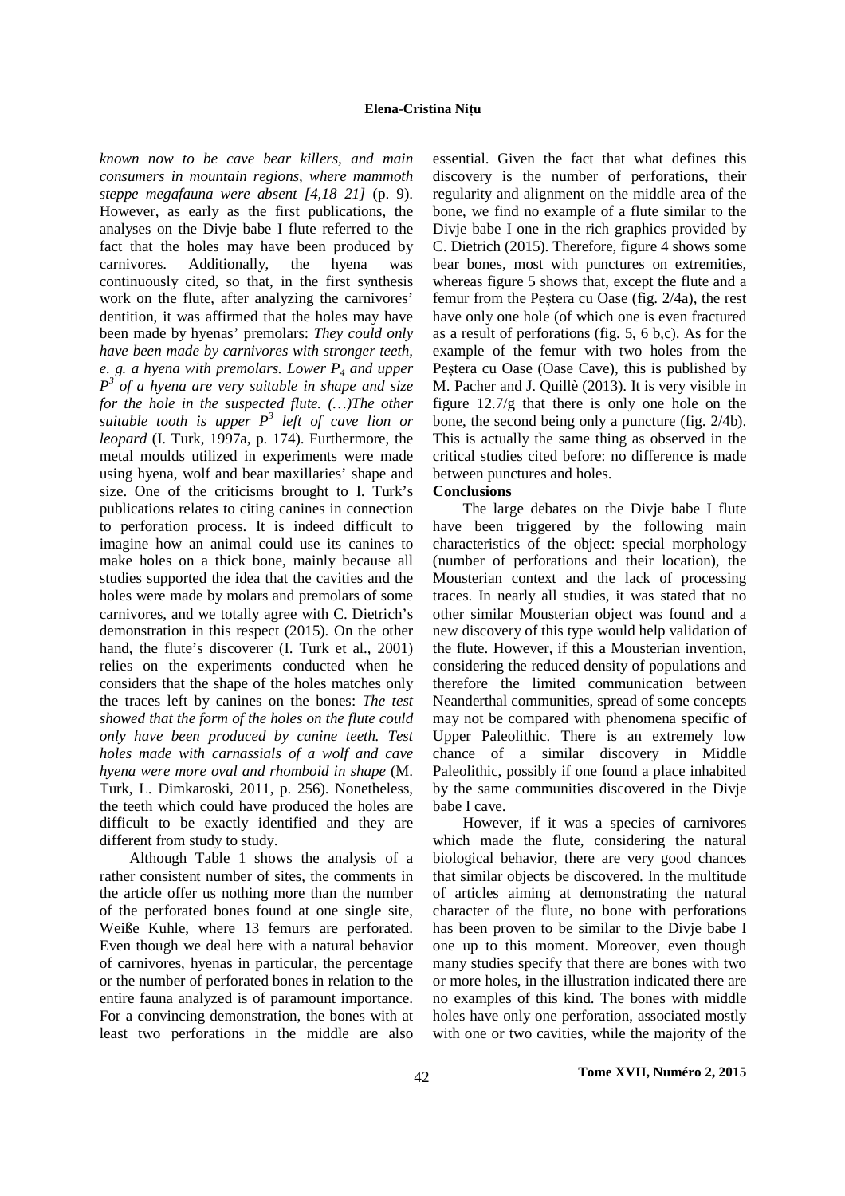*known now to be cave bear killers, and main consumers in mountain regions, where mammoth steppe megafauna were absent [4,18–21]* (p. 9). However, as early as the first publications, the analyses on the Divje babe I flute referred to the fact that the holes may have been produced by carnivores. Additionally, the hyena was continuously cited, so that, in the first synthesis work on the flute, after analyzing the carnivores' dentition, it was affirmed that the holes may have been made by hyenas' premolars: *They could only have been made by carnivores with stronger teeth, e. g. a hyena with premolars. Lower $P_4$ and upper $P^3$ of a hyena are very suitable in shape and size for the hole in the suspected flute. (…)The other suitable tooth is upper $P^3$ left of cave lion or leopard* (I. Turk, 1997a, p. 174). Furthermore, the metal moulds utilized in experiments were made using hyena, wolf and bear maxillaries' shape and size. One of the criticisms brought to I. Turk's publications relates to citing canines in connection to perforation process. It is indeed difficult to imagine how an animal could use its canines to make holes on a thick bone, mainly because all studies supported the idea that the cavities and the holes were made by molars and premolars of some carnivores, and we totally agree with C. Dietrich's demonstration in this respect (2015). On the other hand, the flute's discoverer (I. Turk et al., 2001) relies on the experiments conducted when he considers that the shape of the holes matches only the traces left by canines on the bones: *The test showed that the form of the holes on the flute could only have been produced by canine teeth. Test holes made with carnassials of a wolf and cave hyena were more oval and rhomboid in shape* (M. Turk, L. Dimkaroski, 2011, p. 256). Nonetheless, the teeth which could have produced the holes are difficult to be exactly identified and they are different from study to study.

Although Table 1 shows the analysis of a rather consistent number of sites, the comments in the article offer us nothing more than the number of the perforated bones found at one single site, Weiße Kuhle, where 13 femurs are perforated. Even though we deal here with a natural behavior of carnivores, hyenas in particular, the percentage or the number of perforated bones in relation to the entire fauna analyzed is of paramount importance. For a convincing demonstration, the bones with at least two perforations in the middle are also essential. Given the fact that what defines this discovery is the number of perforations, their regularity and alignment on the middle area of the bone, we find no example of a flute similar to the Divje babe I one in the rich graphics provided by C. Dietrich (2015). Therefore, figure 4 shows some bear bones, most with punctures on extremities, whereas figure 5 shows that, except the flute and a femur from the Peștera cu Oase (fig. 2/4a), the rest have only one hole (of which one is even fractured as a result of perforations (fig. 5, 6 b,c). As for the example of the femur with two holes from the Peștera cu Oase (Oase Cave), this is published by M. Pacher and J. Quillè (2013). It is very visible in figure 12.7/g that there is only one hole on the bone, the second being only a puncture (fig. 2/4b). This is actually the same thing as observed in the critical studies cited before: no difference is made between punctures and holes.

## Conclusions

The large debates on the Divje babe I flute have been triggered by the following main characteristics of the object: special morphology (number of perforations and their location), the Mousterian context and the lack of processing traces. In nearly all studies, it was stated that no other similar Mousterian object was found and a new discovery of this type would help validation of the flute. However, if this a Mousterian invention, considering the reduced density of populations and therefore the limited communication between Neanderthal communities, spread of some concepts may not be compared with phenomena specific of Upper Paleolithic. There is an extremely low chance of a similar discovery in Middle Paleolithic, possibly if one found a place inhabited by the same communities discovered in the Divje babe I cave.

However, if it was a species of carnivores which made the flute, considering the natural biological behavior, there are very good chances that similar objects be discovered. In the multitude of articles aiming at demonstrating the natural character of the flute, no bone with perforations has been proven to be similar to the Divje babe I one up to this moment. Moreover, even though many studies specify that there are bones with two or more holes, in the illustration indicated there are no examples of this kind. The bones with middle holes have only one perforation, associated mostly with one or two cavities, while the majority of the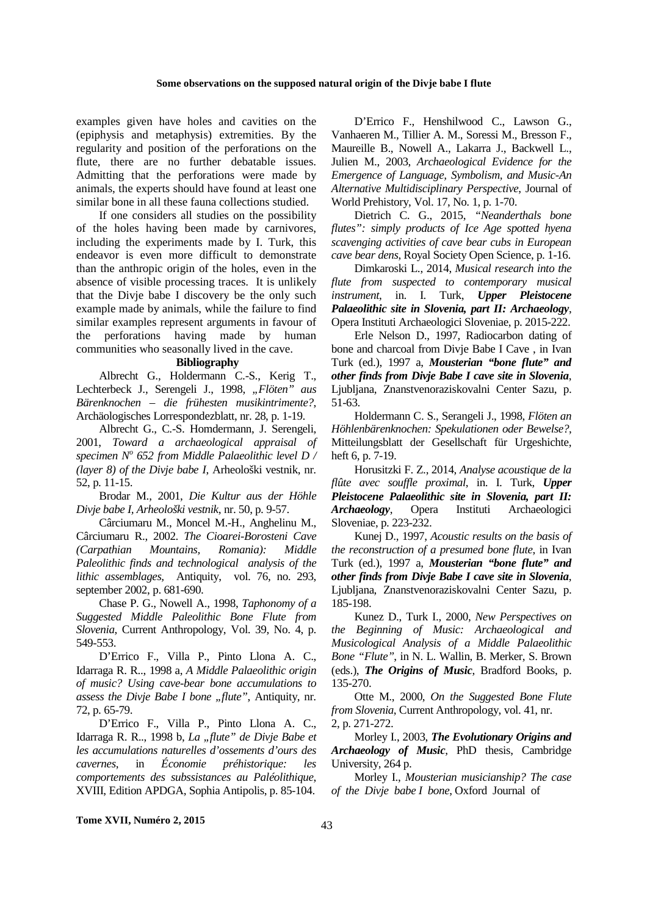examples given have holes and cavities on the (epiphysis and metaphysis) extremities. By the regularity and position of the perforations on the flute, there are no further debatable issues. Admitting that the perforations were made by animals, the experts should have found at least one similar bone in all these fauna collections studied.

If one considers all studies on the possibility of the holes having been made by carnivores, including the experiments made by I. Turk, this endeavor is even more difficult to demonstrate than the anthropic origin of the holes, even in the absence of visible processing traces. It is unlikely that the Divje babe I discovery be the only such example made by animals, while the failure to find similar examples represent arguments in favour of the perforations having made by human communities who seasonally lived in the cave.

**Bibliography**

Albrecht G., Holdermann C.-S., Kerig T., Lechterbeck J., Serengeli J., 1998, *„Flöten" aus Bärenknochen – die frühesten musikintrimente?*, Archäologisches Lorrespondezblatt, nr. 28, p. 1-19.

Albrecht G., C.-S. Homdermann, J. Serengeli, 2001, *Toward a archaeological appraisal of specimen N$^{o}$ 652 from Middle Palaeolithic level D / (layer 8) of the Divje babe I*, Arheološki vestnik, nr. 52, p. 11-15.

Brodar M., 2001, *Die Kultur aus der Höhle Divje babe I, Arheološki vestnik*, nr. 50, p. 9-57.

Cârciumaru M., Moncel M.-H., Anghelinu M., Cârciumaru R., 2002. *The Cioarei-Borosteni Cave (Carpathian Mountains, Romania): Middle Paleolithic finds and technological analysis of the lithic assemblages,* Antiquity, vol. 76, no. 293, september 2002, p. 681-690.

Chase P. G., Nowell A., 1998, *Taphonomy of a Suggested Middle Paleolithic Bone Flute from Slovenia*, Current Anthropology, Vol. 39, No. 4, p. 549-553.

D'Errico F., Villa P., Pinto Llona A. C., Idarraga R. R.., 1998 a, *A Middle Palaeolithic origin of music? Using cave-bear bone accumulations to assess the Divje Babe I bone „flute"*, Antiquity, nr. 72, p. 65-79.

D'Errico F., Villa P., Pinto Llona A. C., Idarraga R. R.., 1998 b, *La „flute" de Divje Babe et les accumulations naturelles d'ossements d'ours des cavernes*, in *Économie préhistorique: les comportements des subssistances au Paléolithique*, XVIII, Edition APDGA, Sophia Antipolis, p. 85-104.

D'Errico F., Henshilwood C., Lawson G., Vanhaeren M., Tillier A. M., Soressi M., Bresson F., Maureille B., Nowell A., Lakarra J., Backwell L., Julien M., 2003, *Archaeological Evidence for the Emergence of Language, Symbolism, and Music-An Alternative Multidisciplinary Perspective*, Journal of World Prehistory, Vol. 17, No. 1, p. 1-70.

Dietrich C. G., 2015, *"Neanderthals bone flutes": simply products of Ice Age spotted hyena scavenging activities of cave bear cubs in European cave bear dens*, Royal Society Open Science, p. 1-16.

Dimkaroski L., 2014, *Musical research into the flute from suspected to contemporary musical instrument*, in I. Turk, ***Upper Pleistocene Palaeolithic site in Slovenia, part II: Archaeology***, Opera Instituti Archaeologici Sloveniae, p. 2015-222.

Erle Nelson D., 1997, Radiocarbon dating of bone and charcoal from Divje Babe I Cave , in Ivan Turk (ed.), 1997 a, ***Mousterian "bone flute" and other finds from Divje Babe I cave site in Slovenia***, Ljubljana, Znanstvenoraziskovalni Center Sazu, p. 51-63.

Holdermann C. S., Serangeli J., 1998, *Flöten an Höhlenbärenknochen: Spekulationen oder Bewelse?*, Mitteilungsblatt der Gesellschaft für Urgeshichte, heft 6, p. 7-19.

Horusitzki F. Z., 2014, *Analyse acoustique de la flûte avec souffle proximal*, in. I. Turk, ***Upper Pleistocene Palaeolithic site in Slovenia, part II: Archaeology***, Opera Instituti Archaeologici Sloveniae, p. 223-232.

Kunej D., 1997, *Acoustic results on the basis of the reconstruction of a presumed bone flute*, in Ivan Turk (ed.), 1997 a, ***Mousterian "bone flute" and other finds from Divje Babe I cave site in Slovenia***, Ljubljana, Znanstvenoraziskovalni Center Sazu, p. 185-198.

Kunez D., Turk I., 2000, *New Perspectives on the Beginning of Music: Archaeological and Musicological Analysis of a Middle Palaeolithic Bone "Flute"*, in N. L. Wallin, B. Merker, S. Brown (eds.), ***The Origins of Music***, Bradford Books, p. 135-270.

Otte M., 2000, *On the Suggested Bone Flute from Slovenia*, Current Anthropology, vol. 41, nr. 2, p. 271-272.

Morley I., 2003, ***The Evolutionary Origins and Archaeology of Music***, PhD thesis, Cambridge University, 264 p.

Morley I., *Mousterian musicianship? The case of the Divje babe I bone*, Oxford Journal of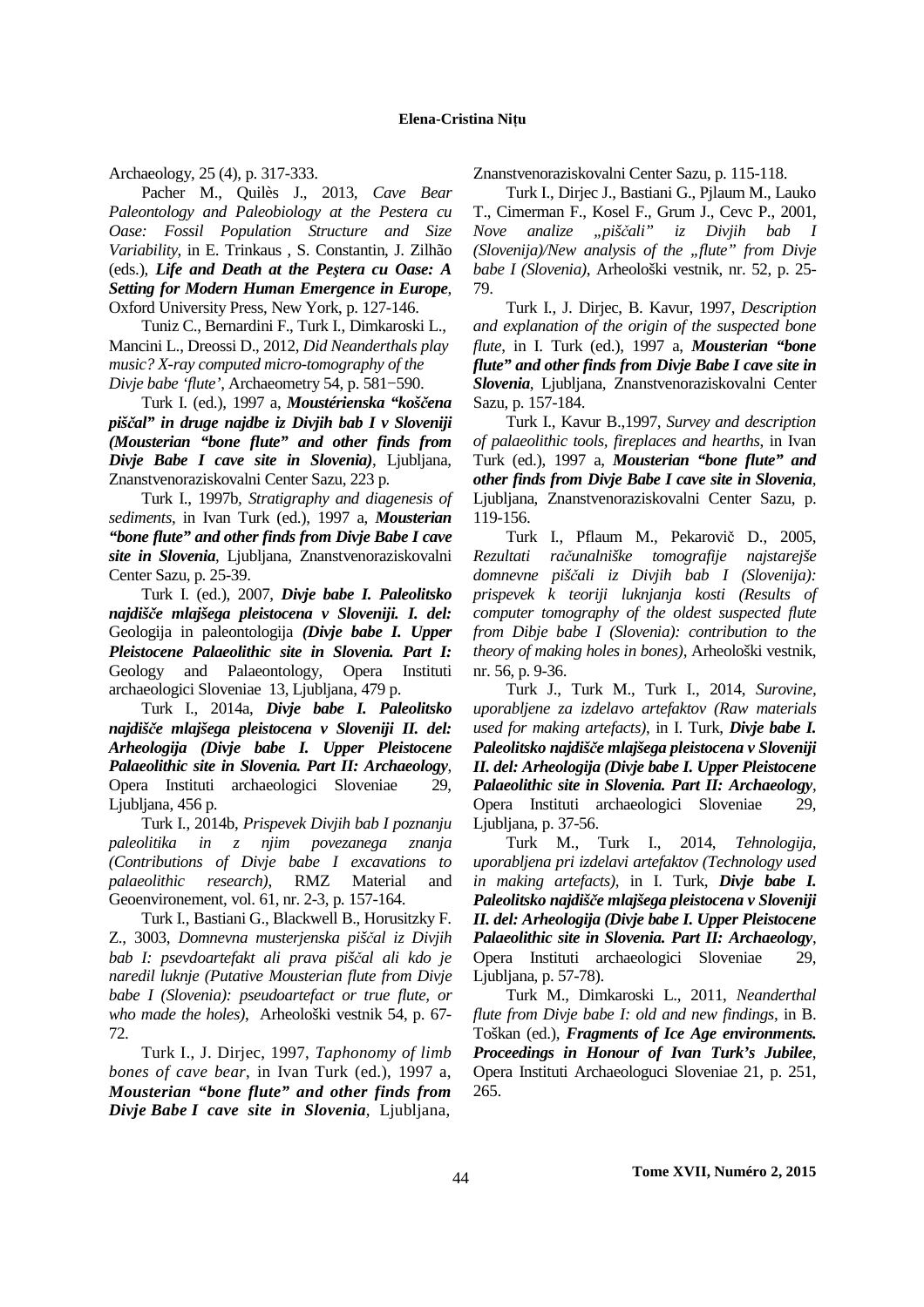Archaeology, 25 (4), p. 317-333.

Pacher M., Quilès J., 2013, *Cave Bear Paleontology and Paleobiology at the Pestera cu Oase: Fossil Population Structure and Size Variability*, in E. Trinkaus , S. Constantin, J. Zilhão (eds.), ***Life and Death at the Peştera cu Oase: A Setting for Modern Human Emergence in Europe***, Oxford University Press, New York, p. 127-146.

Tuniz C., Bernardini F., Turk I., Dimkaroski L., Mancini L., Dreossi D., 2012, *Did Neanderthals play music? X-ray computed micro-tomography of the Divje babe 'flute'*, Archaeometry 54, p. 581−590.

Turk I. (ed.), 1997 a, ***Moustérienska "koščena piščal" in druge najdbe iz Divjih bab I v Sloveniji (Mousterian "bone flute" and other finds from Divje Babe I cave site in Slovenia)***, Ljubljana, Znanstvenoraziskovalni Center Sazu, 223 p.

Turk I., 1997b, *Stratigraphy and diagenesis of sediments*, in Ivan Turk (ed.), 1997 a, ***Mousterian "bone flute" and other finds from Divje Babe I cave site in Slovenia***, Ljubljana, Znanstvenoraziskovalni Center Sazu, p. 25-39.

Turk I. (ed.), 2007, ***Divje babe I. Paleolitsko najdišče mlajšega pleistocena v Sloveniji. I. del:*** Geologija in paleontologija ***(Divje babe I. Upper Pleistocene Palaeolithic site in Slovenia. Part I:*** Geology and Palaeontology, Opera Instituti archaeologici Sloveniae 13, Ljubljana, 479 p.

Turk I., 2014a, ***Divje babe I. Paleolitsko najdišče mlajšega pleistocena v Sloveniji II. del: Arheologija (Divje babe I. Upper Pleistocene Palaeolithic site in Slovenia. Part II: Archaeology***, Opera Instituti archaeologici Sloveniae 29, Ljubljana, 456 p.

Turk I., 2014b, *Prispevek Divjih bab I poznanju paleolitika in z njim povezanega znanja (Contributions of Divje babe I excavations to palaeolithic research)*, RMZ Material and Geoenvironement, vol. 61, nr. 2-3, p. 157-164.

Turk I., Bastiani G., Blackwell B., Horusitzky F. Z., 3003, *Domnevna musterjenska piščal iz Divjih bab I: psevdoartefakt ali prava piščal ali kdo je naredil luknje (Putative Mousterian flute from Divje babe I (Slovenia): pseudoartefact or true flute, or who made the holes)*, Arheološki vestnik 54, p. 67-72.

Turk I., J. Dirjec, 1997, *Taphonomy of limb bones of cave bear*, in Ivan Turk (ed.), 1997 a, ***Mousterian "bone flute" and other finds from Divje Babe I cave site in Slovenia***, Ljubljana, Znanstvenoraziskovalni Center Sazu, p. 115-118.

Turk I., Dirjec J., Bastiani G., Pjlaum M., Lauko T., Cimerman F., Kosel F., Grum J., Cevc P., 2001, *Nove analize „piščali" iz Divjih bab I (Slovenija)/New analysis of the „flute" from Divje babe I (Slovenia)*, Arheološki vestnik, nr. 52, p. 25-79.

Turk I., J. Dirjec, B. Kavur, 1997, *Description and explanation of the origin of the suspected bone flute*, in I. Turk (ed.), 1997 a, ***Mousterian "bone flute" and other finds from Divje Babe I cave site in Slovenia***, Ljubljana, Znanstvenoraziskovalni Center Sazu, p. 157-184.

Turk I., Kavur B.,1997, *Survey and description of palaeolithic tools, fireplaces and hearths*, in Ivan Turk (ed.), 1997 a, ***Mousterian "bone flute" and other finds from Divje Babe I cave site in Slovenia***, Ljubljana, Znanstvenoraziskovalni Center Sazu, p. 119-156.

Turk I., Pflaum M., Pekarovič D., 2005, *Rezultati računalniške tomografije najstarejše domnevne piščali iz Divjih bab I (Slovenija): prispevek k teoriji luknjanja kosti (Results of computer tomography of the oldest suspected flute from Dibje babe I (Slovenia): contribution to the theory of making holes in bones)*, Arheološki vestnik, nr. 56, p. 9-36.

Turk J., Turk M., Turk I., 2014, *Surovine, uporabljene za izdelavo artefaktov (Raw materials used for making artefacts)*, in I. Turk, ***Divje babe I. Paleolitsko najdišče mlajšega pleistocena v Sloveniji II. del: Arheologija (Divje babe I. Upper Pleistocene Palaeolithic site in Slovenia. Part II: Archaeology***, Opera Instituti archaeologici Sloveniae 29, Ljubljana, p. 37-56.

Turk M., Turk I., 2014, *Tehnologija, uporabljena pri izdelavi artefaktov (Technology used in making artefacts)*, in I. Turk, ***Divje babe I. Paleolitsko najdišče mlajšega pleistocena v Sloveniji II. del: Arheologija (Divje babe I. Upper Pleistocene Palaeolithic site in Slovenia. Part II: Archaeology***, Opera Instituti archaeologici Sloveniae 29, Ljubljana, p. 57-78).

Turk M., Dimkaroski L., 2011, *Neanderthal flute from Divje babe I: old and new findings*, in B. Toškan (ed.), ***Fragments of Ice Age environments. Proceedings in Honour of Ivan Turk's Jubilee***, Opera Instituti Archaeologuci Sloveniae 21, p. 251, 265.